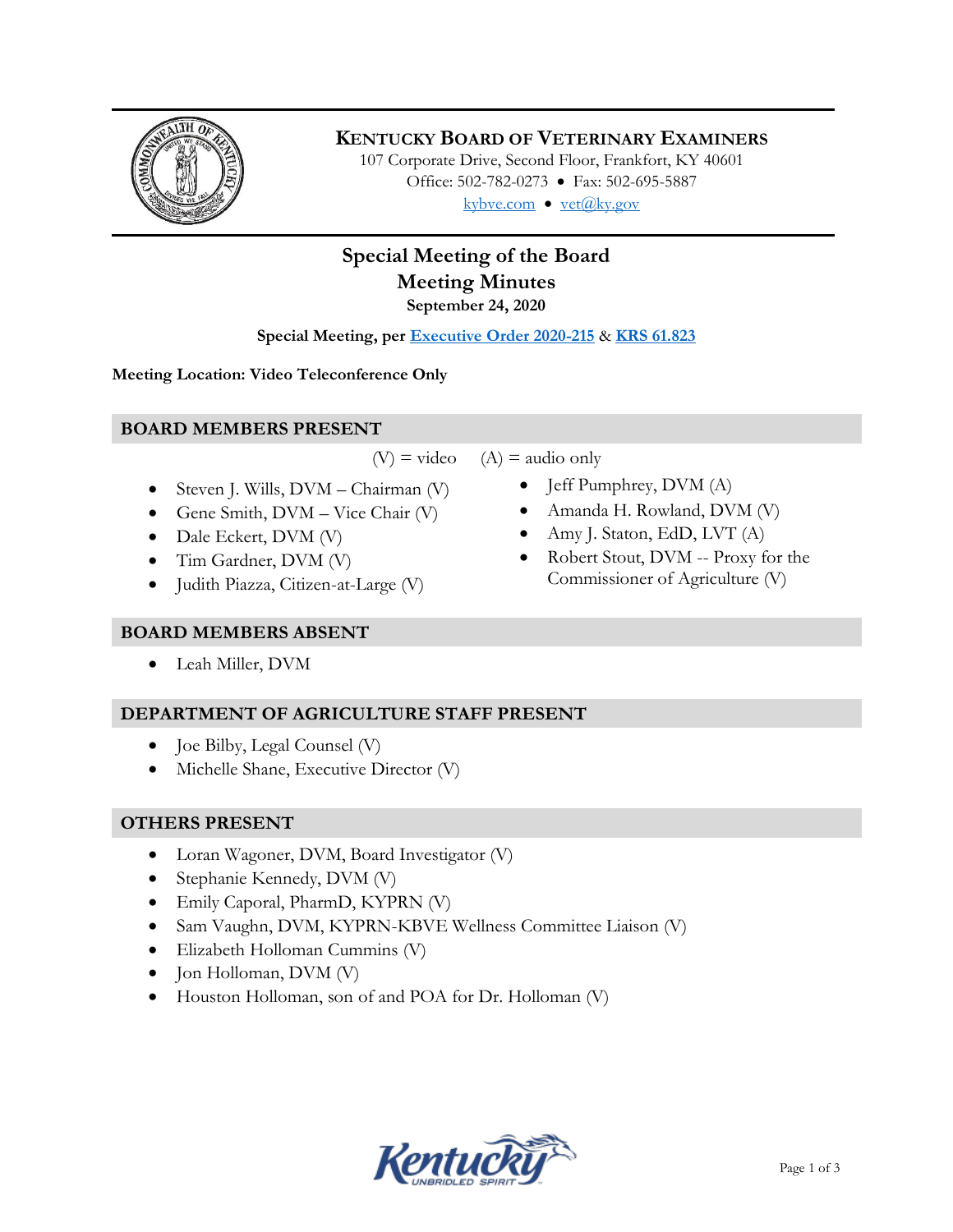**KENTUCKY BOARD OF VETERINARY EXAMINERS**
107 Corporate Drive, Second Floor, Frankfort, KY 40601
Office: 502-782-0273 • Fax: 502-695-5887
kybve.com • vet@ky.gov

# Special Meeting of the Board
# Meeting Minutes
**September 24, 2020**

**Special Meeting, per Executive Order 2020-215 & KRS 61.823**

**Meeting Location: Video Teleconference Only**

## BOARD MEMBERS PRESENT

(V) = video (A) = audio only

- Steven J. Wills, DVM – Chairman (V)
- Gene Smith, DVM – Vice Chair (V)
- Dale Eckert, DVM (V)
- Tim Gardner, DVM (V)
- Judith Piazza, Citizen-at-Large (V)
- Jeff Pumphrey, DVM (A)
- Amanda H. Rowland, DVM (V)
- Amy J. Staton, EdD, LVT (A)
- Robert Stout, DVM -- Proxy for the Commissioner of Agriculture (V)

## BOARD MEMBERS ABSENT

- Leah Miller, DVM

## DEPARTMENT OF AGRICULTURE STAFF PRESENT

- Joe Bilby, Legal Counsel (V)
- Michelle Shane, Executive Director (V)

## OTHERS PRESENT

- Loran Wagoner, DVM, Board Investigator (V)
- Stephanie Kennedy, DVM (V)
- Emily Caporal, PharmD, KYPRN (V)
- Sam Vaughn, DVM, KYPRN-KBVE Wellness Committee Liaison (V)
- Elizabeth Holloman Cummins (V)
- Jon Holloman, DVM (V)
- Houston Holloman, son of and POA for Dr. Holloman (V)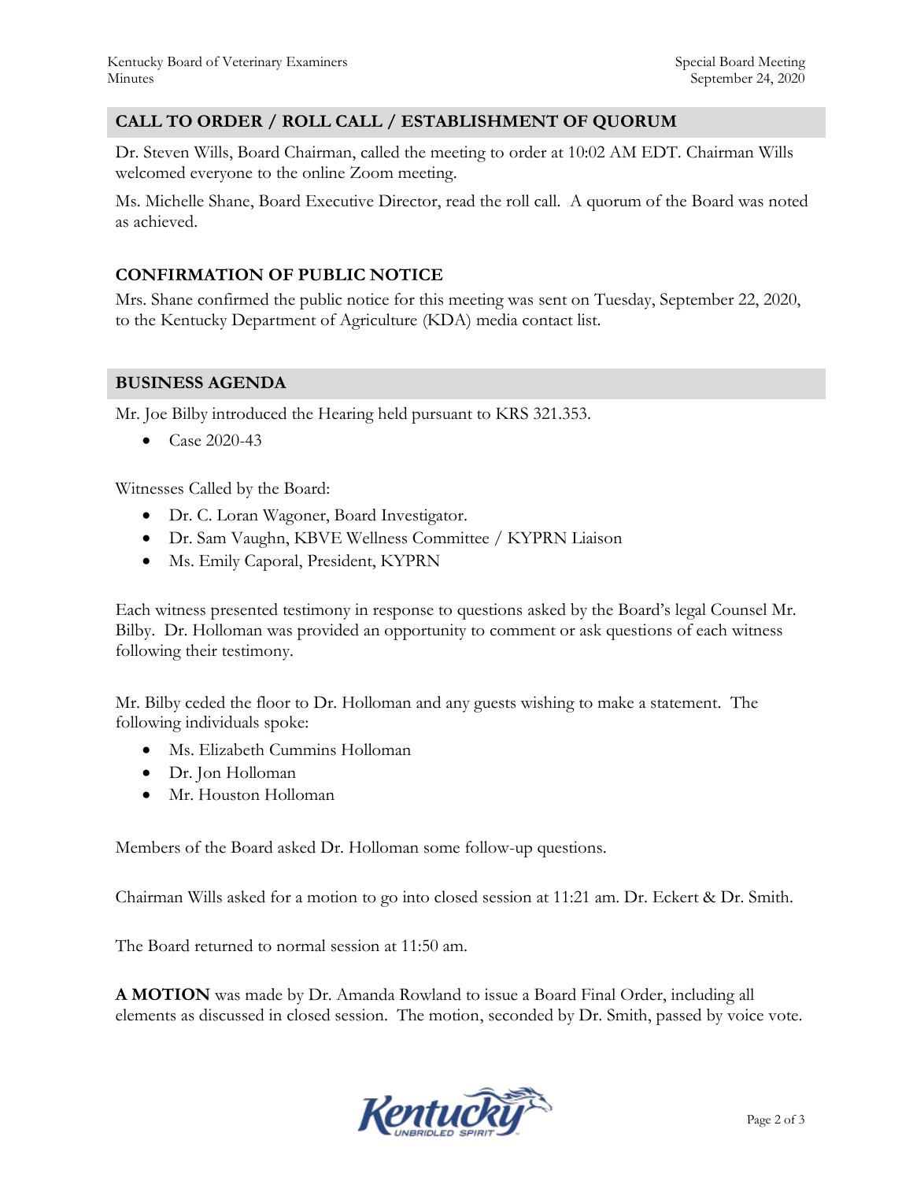## CALL TO ORDER / ROLL CALL / ESTABLISHMENT OF QUORUM

Dr. Steven Wills, Board Chairman, called the meeting to order at 10:02 AM EDT. Chairman Wills welcomed everyone to the online Zoom meeting.

Ms. Michelle Shane, Board Executive Director, read the roll call. A quorum of the Board was noted as achieved.

### CONFIRMATION OF PUBLIC NOTICE

Mrs. Shane confirmed the public notice for this meeting was sent on Tuesday, September 22, 2020, to the Kentucky Department of Agriculture (KDA) media contact list.

## BUSINESS AGENDA

Mr. Joe Bilby introduced the Hearing held pursuant to KRS 321.353.

- Case 2020-43

Witnesses Called by the Board:

- Dr. C. Loran Wagoner, Board Investigator.
- Dr. Sam Vaughn, KBVE Wellness Committee / KYPRN Liaison
- Ms. Emily Caporal, President, KYPRN

Each witness presented testimony in response to questions asked by the Board's legal Counsel Mr. Bilby. Dr. Holloman was provided an opportunity to comment or ask questions of each witness following their testimony.

Mr. Bilby ceded the floor to Dr. Holloman and any guests wishing to make a statement. The following individuals spoke:

- Ms. Elizabeth Cummins Holloman
- Dr. Jon Holloman
- Mr. Houston Holloman

Members of the Board asked Dr. Holloman some follow-up questions.

Chairman Wills asked for a motion to go into closed session at 11:21 am. Dr. Eckert & Dr. Smith.

The Board returned to normal session at 11:50 am.

**A MOTION** was made by Dr. Amanda Rowland to issue a Board Final Order, including all elements as discussed in closed session. The motion, seconded by Dr. Smith, passed by voice vote.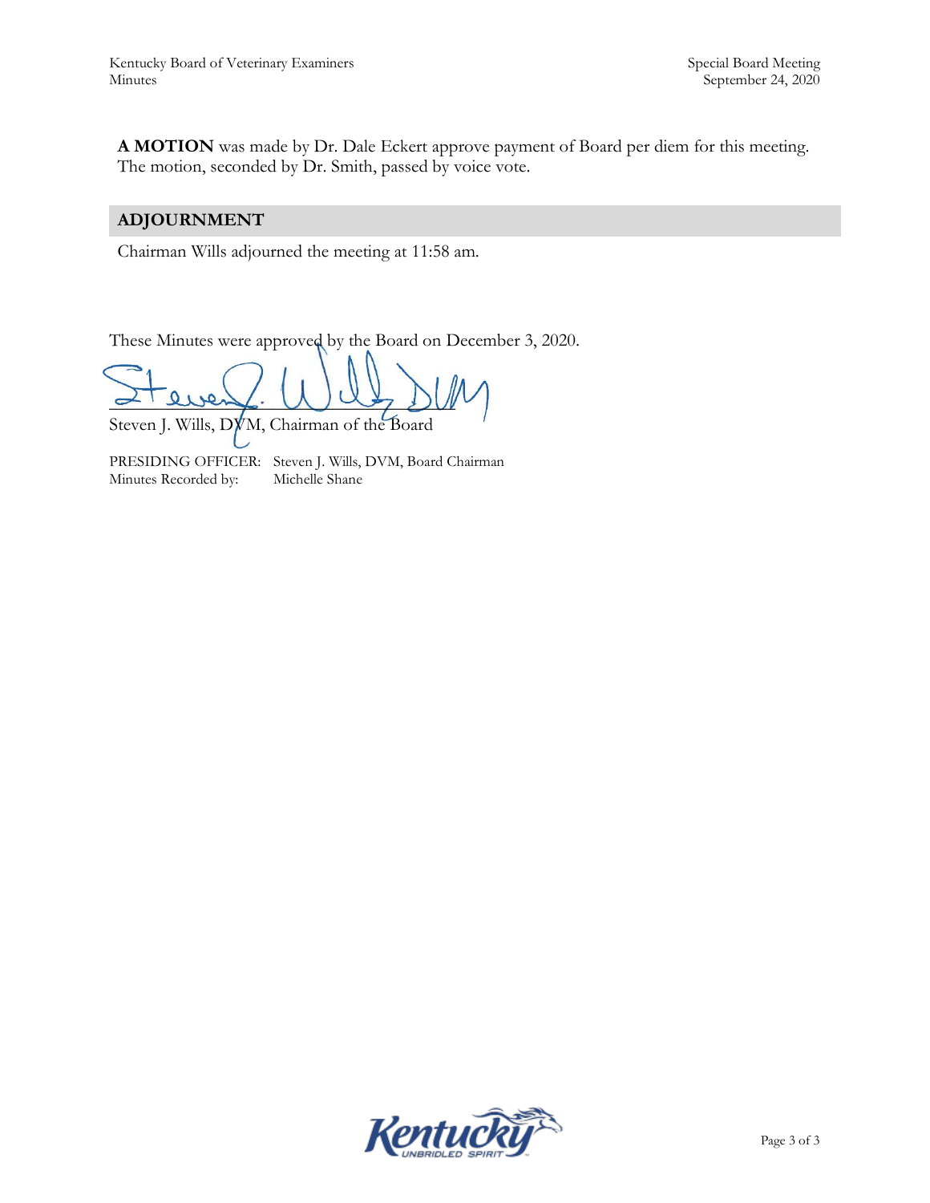**A MOTION** was made by Dr. Dale Eckert approve payment of Board per diem for this meeting. The motion, seconded by Dr. Smith, passed by voice vote.

## ADJOURNMENT

Chairman Wills adjourned the meeting at 11:58 am.

These Minutes were approved by the Board on December 3, 2020.

Steven J. Wills, DVM, Chairman of the Board

PRESIDING OFFICER: Steven J. Wills, DVM, Board Chairman
Minutes Recorded by: Michelle Shane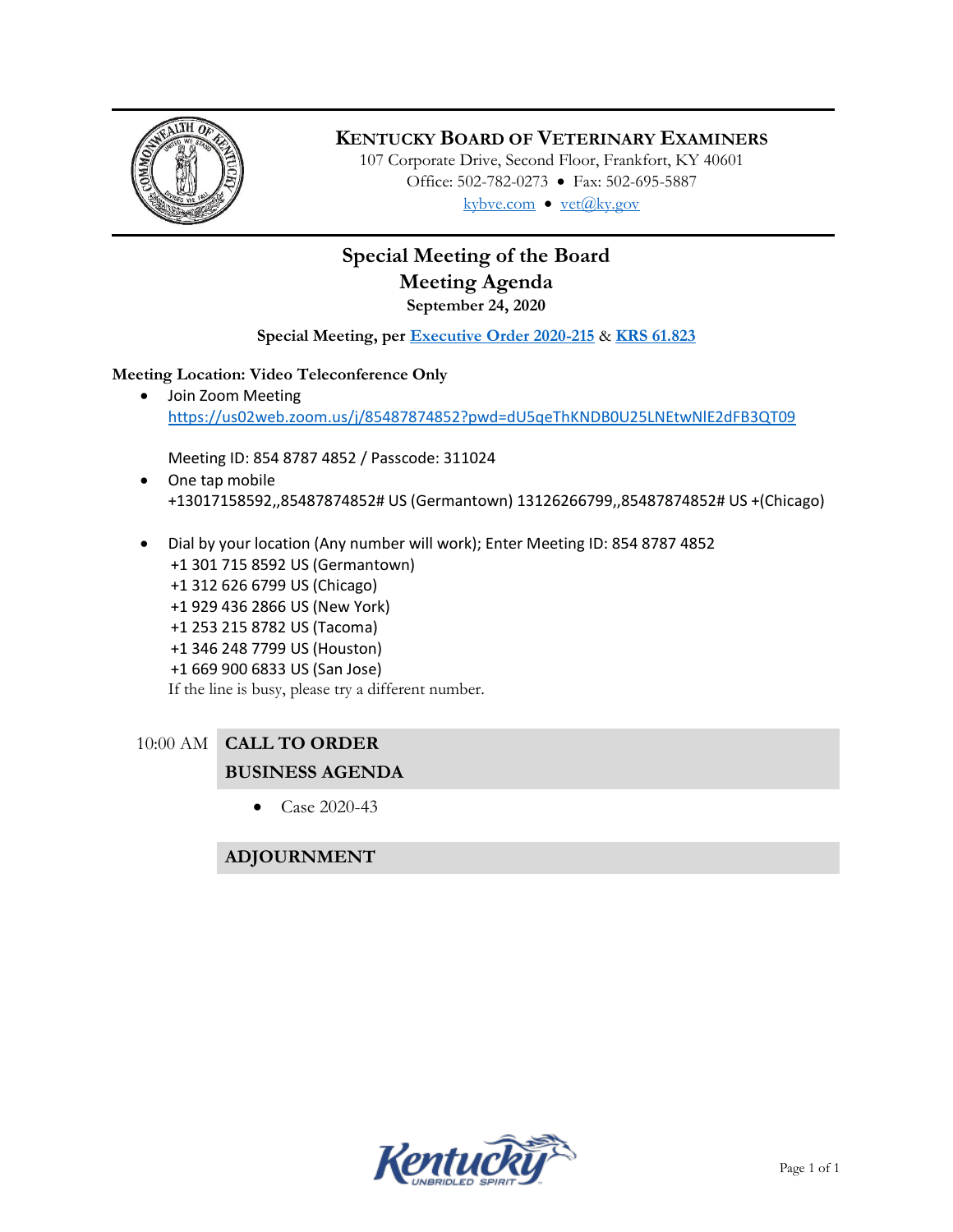# KENTUCKY BOARD OF VETERINARY EXAMINERS

107 Corporate Drive, Second Floor, Frankfort, KY 40601
Office: 502-782-0273 • Fax: 502-695-5887
kybve.com • vet@ky.gov

## Special Meeting of the Board
## Meeting Agenda
### September 24, 2020

**Special Meeting, per Executive Order 2020-215 & KRS 61.823**

**Meeting Location: Video Teleconference Only**

- Join Zoom Meeting
  https://us02web.zoom.us/j/85487874852?pwd=dU5qeThKNDB0U25LNEtwNlE2dFB3QT09

  Meeting ID: 854 8787 4852 / Passcode: 311024
- One tap mobile
  +13017158592,,85487874852# US (Germantown) 13126266799,,85487874852# US +(Chicago)

- Dial by your location (Any number will work); Enter Meeting ID: 854 8787 4852
  +1 301 715 8592 US (Germantown)
  +1 312 626 6799 US (Chicago)
  +1 929 436 2866 US (New York)
  +1 253 215 8782 US (Tacoma)
  +1 346 248 7799 US (Houston)
  +1 669 900 6833 US (San Jose)
  If the line is busy, please try a different number.

10:00 AM **CALL TO ORDER**

**BUSINESS AGENDA**

- Case 2020-43

**ADJOURNMENT**